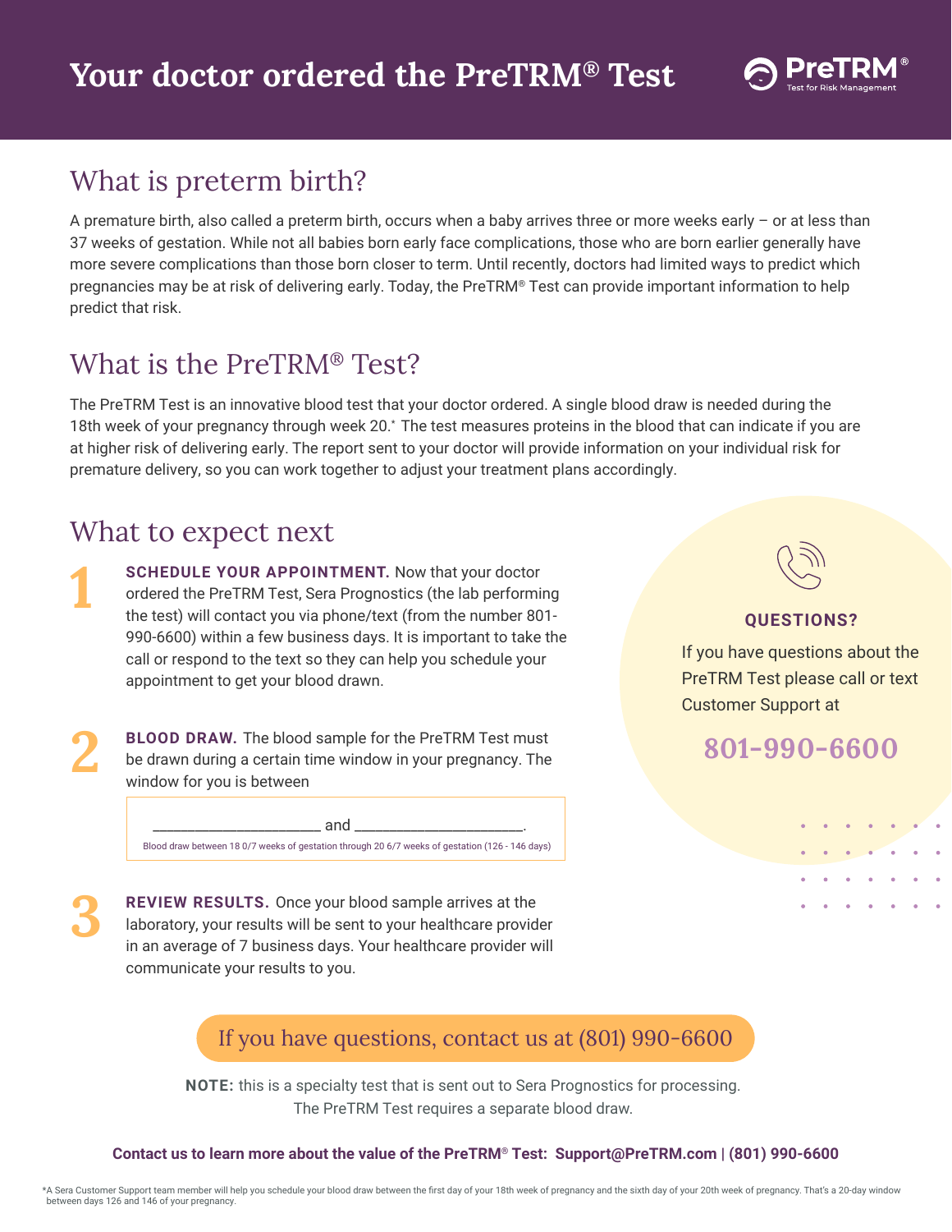# Your doctor ordered the PreTRM® Test

PreTRM® Test for Risk Management

## What is preterm birth?

A premature birth, also called a preterm birth, occurs when a baby arrives three or more weeks early – or at less than 37 weeks of gestation. While not all babies born early face complications, those who are born earlier generally have more severe complications than those born closer to term. Until recently, doctors had limited ways to predict which pregnancies may be at risk of delivering early. Today, the PreTRM® Test can provide important information to help predict that risk.

## What is the PreTRM® Test?

The PreTRM Test is an innovative blood test that your doctor ordered. A single blood draw is needed during the 18th week of your pregnancy through week 20.* The test measures proteins in the blood that can indicate if you are at higher risk of delivering early. The report sent to your doctor will provide information on your individual risk for premature delivery, so you can work together to adjust your treatment plans accordingly.

## What to expect next

**1** **SCHEDULE YOUR APPOINTMENT.** Now that your doctor ordered the PreTRM Test, Sera Prognostics (the lab performing the test) will contact you via phone/text (from the number 801-990-6600) within a few business days. It is important to take the call or respond to the text so they can help you schedule your appointment to get your blood drawn.

**2** **BLOOD DRAW.** The blood sample for the PreTRM Test must be drawn during a certain time window in your pregnancy. The window for you is between

______________________ and ______________________.

Blood draw between 18 0/7 weeks of gestation through 20 6/7 weeks of gestation (126 - 146 days)

**3** **REVIEW RESULTS.** Once your blood sample arrives at the laboratory, your results will be sent to your healthcare provider in an average of 7 business days. Your healthcare provider will communicate your results to you.

**QUESTIONS?**

If you have questions about the PreTRM Test please call or text Customer Support at

**801-990-6600**

If you have questions, contact us at (801) 990-6600

**NOTE:** this is a specialty test that is sent out to Sera Prognostics for processing. The PreTRM Test requires a separate blood draw.

**Contact us to learn more about the value of the PreTRM® Test: Support@PreTRM.com | (801) 990-6600**

*A Sera Customer Support team member will help you schedule your blood draw between the first day of your 18th week of pregnancy and the sixth day of your 20th week of pregnancy. That's a 20-day window between days 126 and 146 of your pregnancy.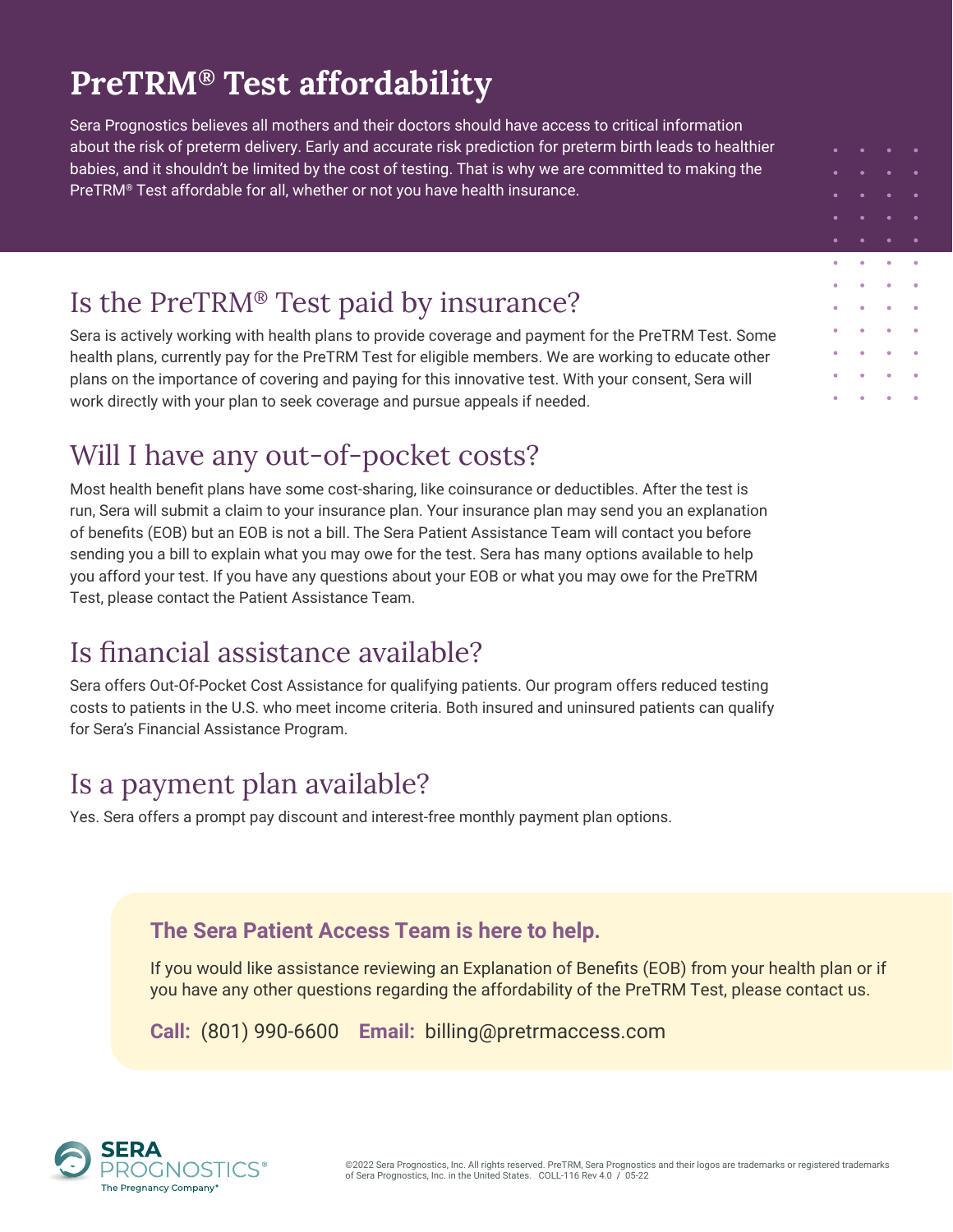# PreTRM® Test affordability

Sera Prognostics believes all mothers and their doctors should have access to critical information about the risk of preterm delivery. Early and accurate risk prediction for preterm birth leads to healthier babies, and it shouldn't be limited by the cost of testing. That is why we are committed to making the PreTRM® Test affordable for all, whether or not you have health insurance.

## Is the PreTRM® Test paid by insurance?

Sera is actively working with health plans to provide coverage and payment for the PreTRM Test. Some health plans, currently pay for the PreTRM Test for eligible members. We are working to educate other plans on the importance of covering and paying for this innovative test. With your consent, Sera will work directly with your plan to seek coverage and pursue appeals if needed.

## Will I have any out-of-pocket costs?

Most health benefit plans have some cost-sharing, like coinsurance or deductibles. After the test is run, Sera will submit a claim to your insurance plan. Your insurance plan may send you an explanation of benefits (EOB) but an EOB is not a bill. The Sera Patient Assistance Team will contact you before sending you a bill to explain what you may owe for the test. Sera has many options available to help you afford your test. If you have any questions about your EOB or what you may owe for the PreTRM Test, please contact the Patient Assistance Team.

## Is financial assistance available?

Sera offers Out-Of-Pocket Cost Assistance for qualifying patients. Our program offers reduced testing costs to patients in the U.S. who meet income criteria. Both insured and uninsured patients can qualify for Sera's Financial Assistance Program.

## Is a payment plan available?

Yes. Sera offers a prompt pay discount and interest-free monthly payment plan options.

**The Sera Patient Access Team is here to help.**

If you would like assistance reviewing an Explanation of Benefits (EOB) from your health plan or if you have any other questions regarding the affordability of the PreTRM Test, please contact us.

**Call:** (801) 990-6600 **Email:** billing@pretrmaccess.com

SERA PROGNOSTICS® The Pregnancy Company®

©2022 Sera Prognostics, Inc. All rights reserved. PreTRM, Sera Prognostics and their logos are trademarks or registered trademarks of Sera Prognostics, Inc. in the United States. COLL-116 Rev 4.0 / 05-22